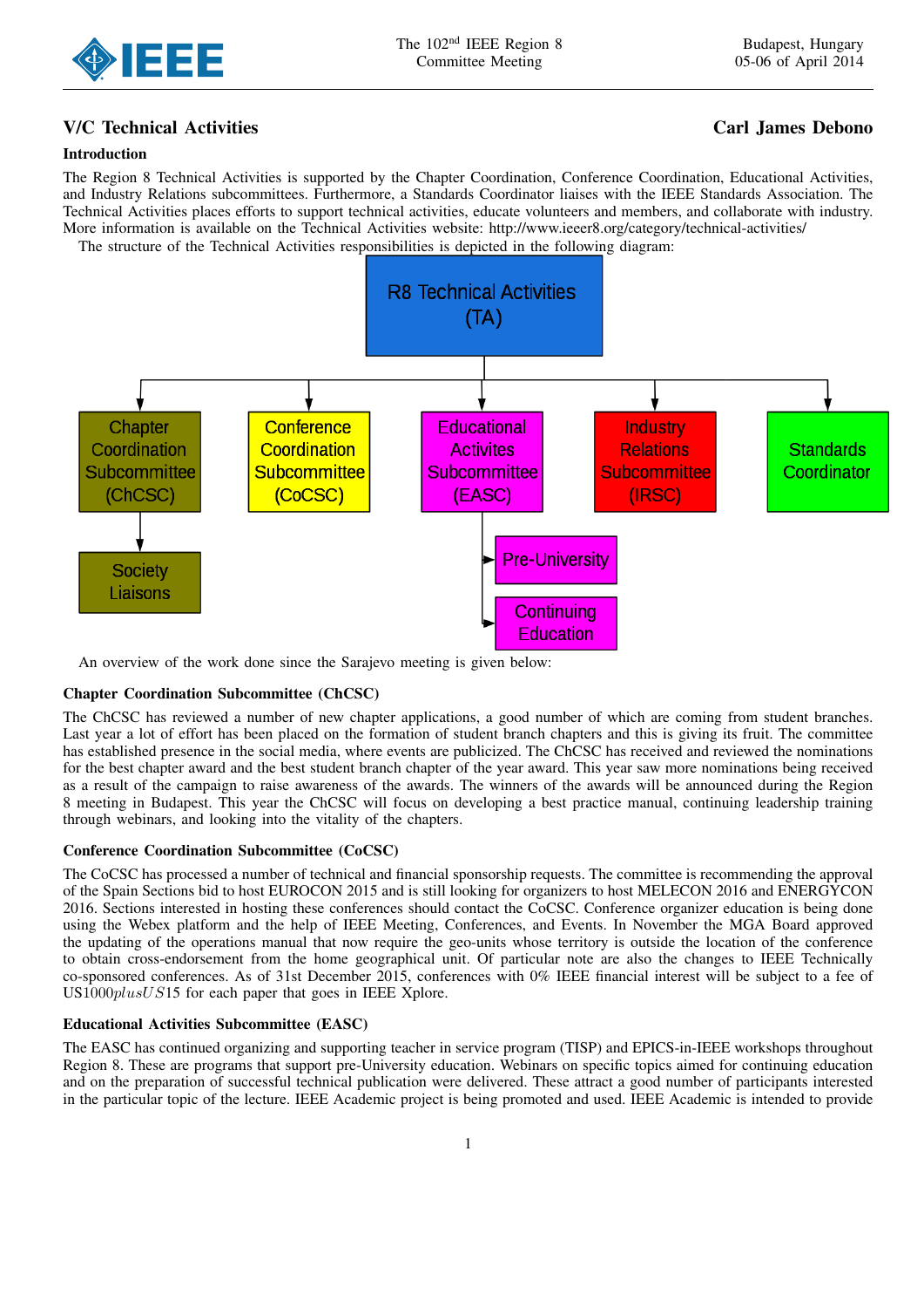## V/C Technical Activities

**Carl James Debono**

### Introduction

The Region 8 Technical Activities is supported by the Chapter Coordination, Conference Coordination, Educational Activities, and Industry Relations subcommittees. Furthermore, a Standards Coordinator liaises with the IEEE Standards Association. The Technical Activities places efforts to support technical activities, educate volunteers and members, and collaborate with industry. More information is available on the Technical Activities website: http://www.ieeer8.org/category/technical-activities/

The structure of the Technical Activities responsibilities is depicted in the following diagram:

- R8 Technical Activities (TA)
  - Chapter Coordination Subcommittee (ChCSC)
    - Society Liaisons
  - Conference Coordination Subcommittee (CoCSC)
  - Educational Activites Subcommittee (EASC)
    - Pre-University
    - Continuing Education
  - Industry Relations Subcommittee (IRSC)
  - Standards Coordinator

An overview of the work done since the Sarajevo meeting is given below:

### Chapter Coordination Subcommittee (ChCSC)

The ChCSC has reviewed a number of new chapter applications, a good number of which are coming from student branches. Last year a lot of effort has been placed on the formation of student branch chapters and this is giving its fruit. The committee has established presence in the social media, where events are publicized. The ChCSC has received and reviewed the nominations for the best chapter award and the best student branch chapter of the year award. This year saw more nominations being received as a result of the campaign to raise awareness of the awards. The winners of the awards will be announced during the Region 8 meeting in Budapest. This year the ChCSC will focus on developing a best practice manual, continuing leadership training through webinars, and looking into the vitality of the chapters.

### Conference Coordination Subcommittee (CoCSC)

The CoCSC has processed a number of technical and financial sponsorship requests. The committee is recommending the approval of the Spain Sections bid to host EUROCON 2015 and is still looking for organizers to host MELECON 2016 and ENERGYCON 2016. Sections interested in hosting these conferences should contact the CoCSC. Conference organizer education is being done using the Webex platform and the help of IEEE Meeting, Conferences, and Events. In November the MGA Board approved the updating of the operations manual that now require the geo-units whose territory is outside the location of the conference to obtain cross-endorsement from the home geographical unit. Of particular note are also the changes to IEEE Technically co-sponsored conferences. As of 31st December 2015, conferences with 0% IEEE financial interest will be subject to a fee of US$1000 plus US$15 for each paper that goes in IEEE Xplore.

### Educational Activities Subcommittee (EASC)

The EASC has continued organizing and supporting teacher in service program (TISP) and EPICS-in-IEEE workshops throughout Region 8. These are programs that support pre-University education. Webinars on specific topics aimed for continuing education and on the preparation of successful technical publication were delivered. These attract a good number of participants interested in the particular topic of the lecture. IEEE Academic project is being promoted and used. IEEE Academic is intended to provide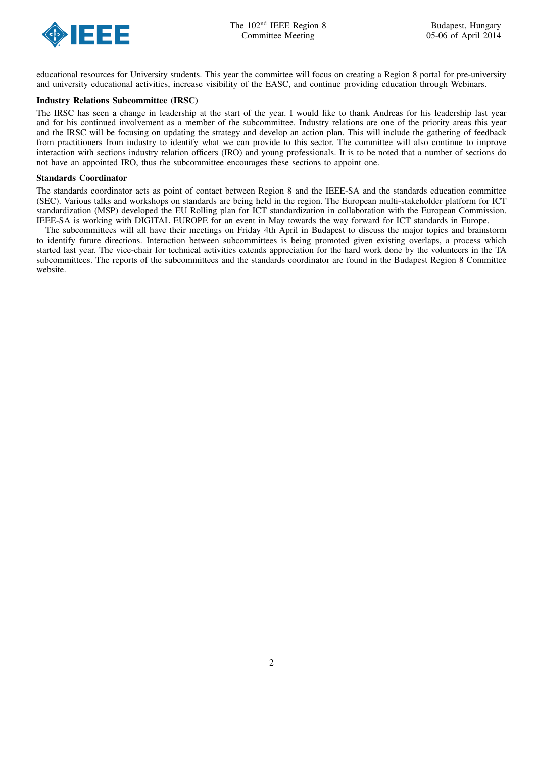educational resources for University students. This year the committee will focus on creating a Region 8 portal for pre-university and university educational activities, increase visibility of the EASC, and continue providing education through Webinars.

**Industry Relations Subcommittee (IRSC)**

The IRSC has seen a change in leadership at the start of the year. I would like to thank Andreas for his leadership last year and for his continued involvement as a member of the subcommittee. Industry relations are one of the priority areas this year and the IRSC will be focusing on updating the strategy and develop an action plan. This will include the gathering of feedback from practitioners from industry to identify what we can provide to this sector. The committee will also continue to improve interaction with sections industry relation officers (IRO) and young professionals. It is to be noted that a number of sections do not have an appointed IRO, thus the subcommittee encourages these sections to appoint one.

**Standards Coordinator**

The standards coordinator acts as point of contact between Region 8 and the IEEE-SA and the standards education committee (SEC). Various talks and workshops on standards are being held in the region. The European multi-stakeholder platform for ICT standardization (MSP) developed the EU Rolling plan for ICT standardization in collaboration with the European Commission. IEEE-SA is working with DIGITAL EUROPE for an event in May towards the way forward for ICT standards in Europe.

The subcommittees will all have their meetings on Friday 4th April in Budapest to discuss the major topics and brainstorm to identify future directions. Interaction between subcommittees is being promoted given existing overlaps, a process which started last year. The vice-chair for technical activities extends appreciation for the hard work done by the volunteers in the TA subcommittees. The reports of the subcommittees and the standards coordinator are found in the Budapest Region 8 Committee website.